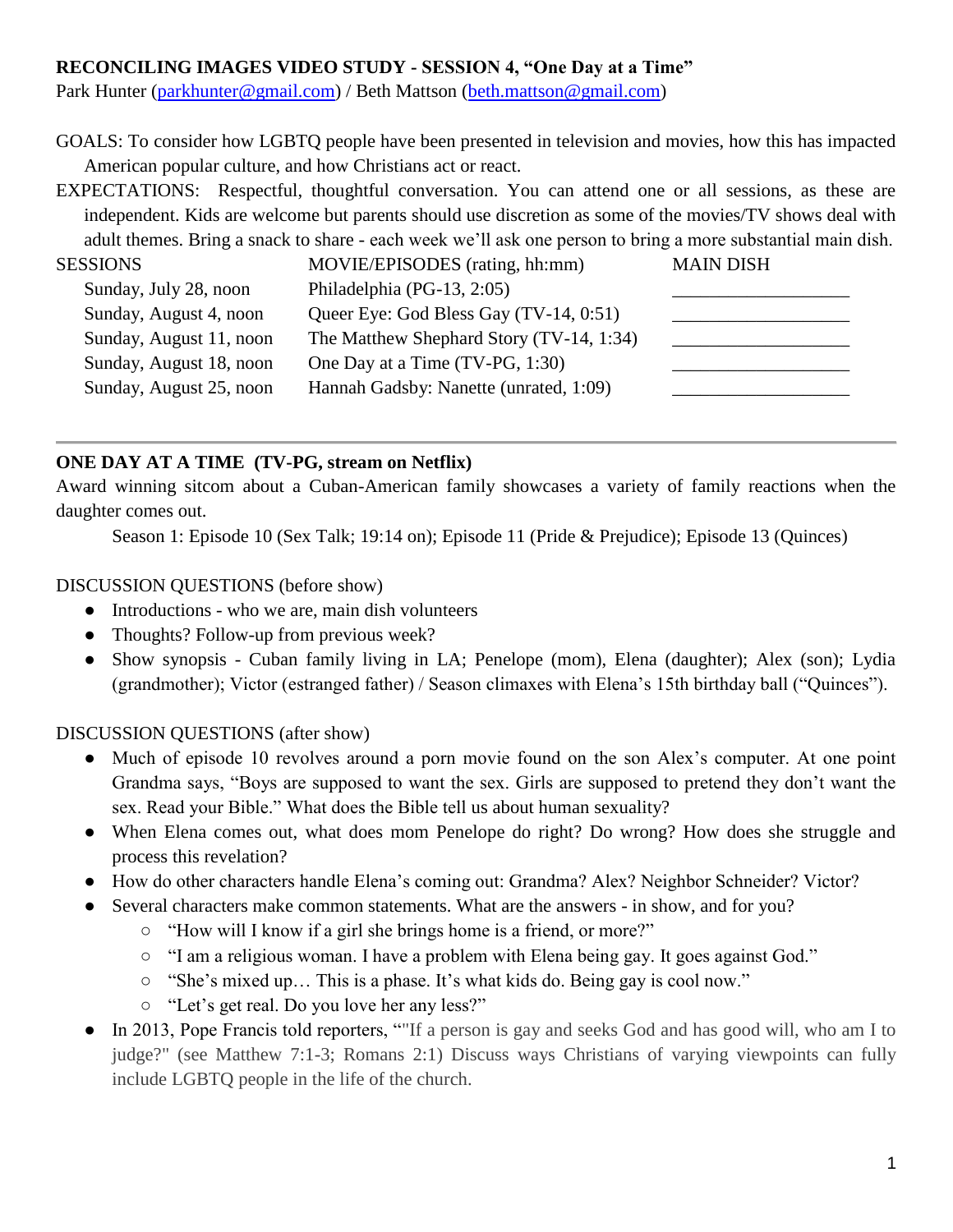**RECONCILING IMAGES VIDEO STUDY - SESSION 4, "One Day at a Time"**

Park Hunter (parkhunter@gmail.com) / Beth Mattson (beth.mattson@gmail.com)

GOALS: To consider how LGBTQ people have been presented in television and movies, how this has impacted American popular culture, and how Christians act or react.

EXPECTATIONS: Respectful, thoughtful conversation. You can attend one or all sessions, as these are independent. Kids are welcome but parents should use discretion as some of the movies/TV shows deal with adult themes. Bring a snack to share - each week we'll ask one person to bring a more substantial main dish.

| SESSIONS | MOVIE/EPISODES (rating, hh:mm) | MAIN DISH |
|---|---|---|
| Sunday, July 28, noon | Philadelphia (PG-13, 2:05) | ___________________ |
| Sunday, August 4, noon | Queer Eye: God Bless Gay (TV-14, 0:51) | ___________________ |
| Sunday, August 11, noon | The Matthew Shephard Story (TV-14, 1:34) | ___________________ |
| Sunday, August 18, noon | One Day at a Time (TV-PG, 1:30) | ___________________ |
| Sunday, August 25, noon | Hannah Gadsby: Nanette (unrated, 1:09) | ___________________ |

---

**ONE DAY AT A TIME (TV-PG, stream on Netflix)**

Award winning sitcom about a Cuban-American family showcases a variety of family reactions when the daughter comes out.

Season 1: Episode 10 (Sex Talk; 19:14 on); Episode 11 (Pride & Prejudice); Episode 13 (Quinces)

DISCUSSION QUESTIONS (before show)

- Introductions - who we are, main dish volunteers
- Thoughts? Follow-up from previous week?
- Show synopsis - Cuban family living in LA; Penelope (mom), Elena (daughter); Alex (son); Lydia (grandmother); Victor (estranged father) / Season climaxes with Elena's 15th birthday ball ("Quinces").

DISCUSSION QUESTIONS (after show)

- Much of episode 10 revolves around a porn movie found on the son Alex's computer. At one point Grandma says, "Boys are supposed to want the sex. Girls are supposed to pretend they don't want the sex. Read your Bible." What does the Bible tell us about human sexuality?
- When Elena comes out, what does mom Penelope do right? Do wrong? How does she struggle and process this revelation?
- How do other characters handle Elena's coming out: Grandma? Alex? Neighbor Schneider? Victor?
- Several characters make common statements. What are the answers - in show, and for you?
  - "How will I know if a girl she brings home is a friend, or more?"
  - "I am a religious woman. I have a problem with Elena being gay. It goes against God."
  - "She's mixed up… This is a phase. It's what kids do. Being gay is cool now."
  - "Let's get real. Do you love her any less?"
- In 2013, Pope Francis told reporters, ""If a person is gay and seeks God and has good will, who am I to judge?" (see Matthew 7:1-3; Romans 2:1) Discuss ways Christians of varying viewpoints can fully include LGBTQ people in the life of the church.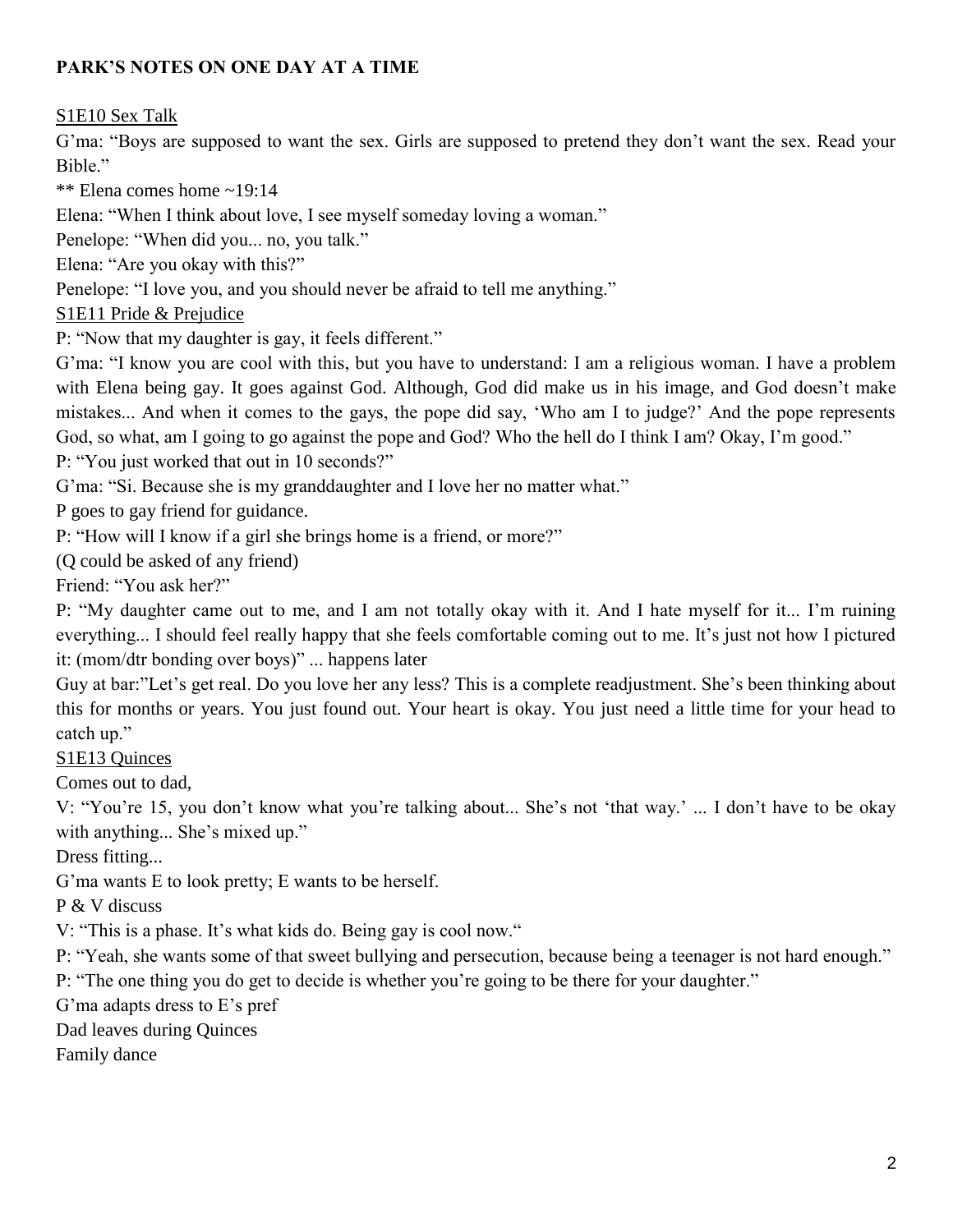**PARK'S NOTES ON ONE DAY AT A TIME**

<u>S1E10 Sex Talk</u>

G'ma: "Boys are supposed to want the sex. Girls are supposed to pretend they don't want the sex. Read your Bible."

** Elena comes home ~19:14

Elena: "When I think about love, I see myself someday loving a woman."

Penelope: "When did you... no, you talk."

Elena: "Are you okay with this?"

Penelope: "I love you, and you should never be afraid to tell me anything."

<u>S1E11 Pride & Prejudice</u>

P: "Now that my daughter is gay, it feels different."

G'ma: "I know you are cool with this, but you have to understand: I am a religious woman. I have a problem with Elena being gay. It goes against God. Although, God did make us in his image, and God doesn't make mistakes... And when it comes to the gays, the pope did say, 'Who am I to judge?' And the pope represents God, so what, am I going to go against the pope and God? Who the hell do I think I am? Okay, I'm good."

P: "You just worked that out in 10 seconds?"

G'ma: "Si. Because she is my granddaughter and I love her no matter what."

P goes to gay friend for guidance.

P: "How will I know if a girl she brings home is a friend, or more?"

(Q could be asked of any friend)

Friend: "You ask her?"

P: "My daughter came out to me, and I am not totally okay with it. And I hate myself for it... I'm ruining everything... I should feel really happy that she feels comfortable coming out to me. It's just not how I pictured it: (mom/dtr bonding over boys)" ... happens later

Guy at bar:"Let's get real. Do you love her any less? This is a complete readjustment. She's been thinking about this for months or years. You just found out. Your heart is okay. You just need a little time for your head to catch up."

<u>S1E13 Quinces</u>

Comes out to dad,

V: "You're 15, you don't know what you're talking about... She's not 'that way.' ... I don't have to be okay with anything... She's mixed up."

Dress fitting...

G'ma wants E to look pretty; E wants to be herself.

P & V discuss

V: "This is a phase. It's what kids do. Being gay is cool now."

P: "Yeah, she wants some of that sweet bullying and persecution, because being a teenager is not hard enough."

P: "The one thing you do get to decide is whether you're going to be there for your daughter."

G'ma adapts dress to E's pref

Dad leaves during Quinces

Family dance